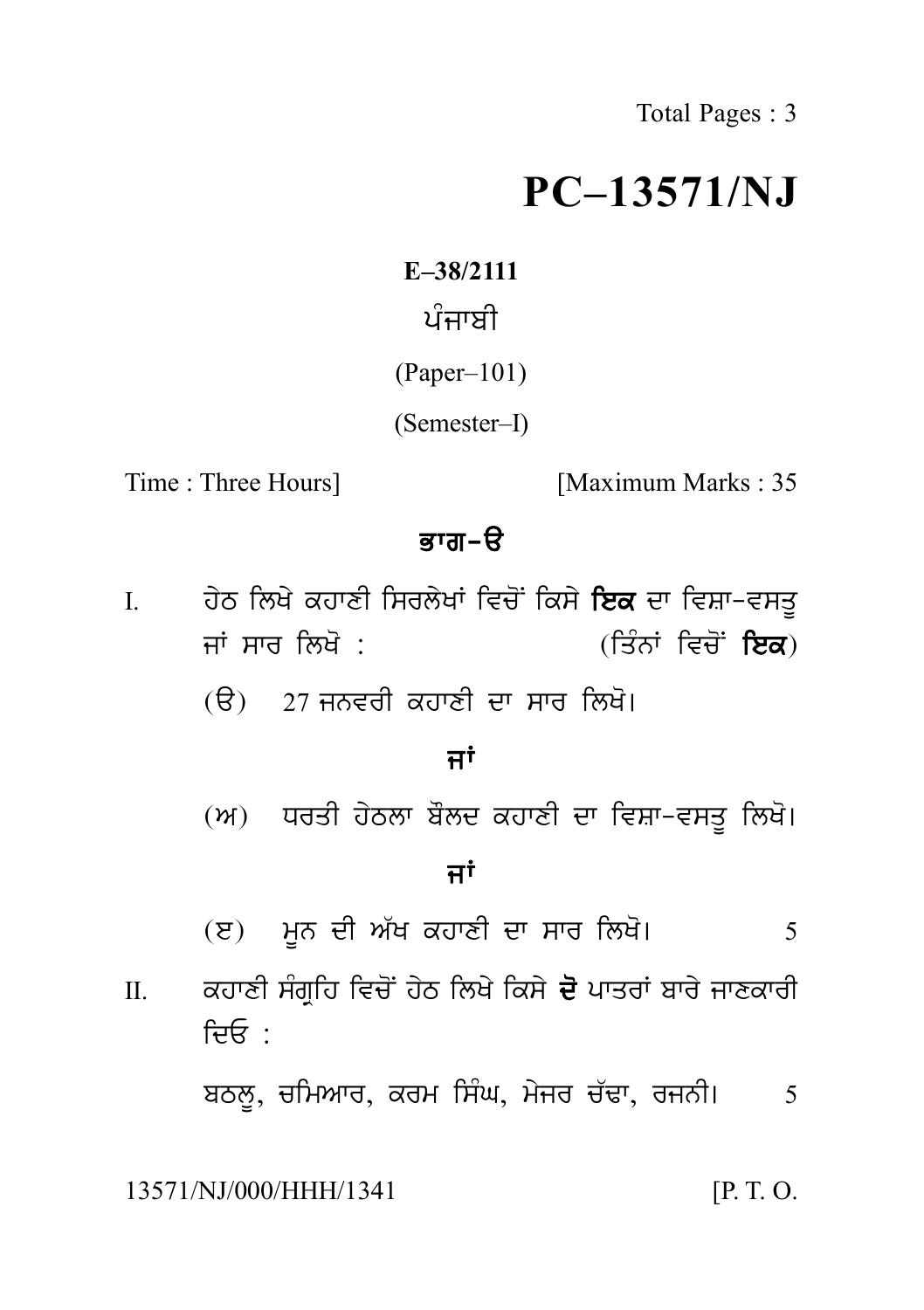# PC–13571/NJ

**E–38/2111**

ਪੰਜਾਬੀ

(Paper–101)

(Semester–I)

Time : Three Hours] [Maximum Marks : 35

## ਭਾਗ–ੳ

I. ਹੇਠ ਲਿਖੇ ਕਹਾਣੀ ਸਿਰਲੇਖਾਂ ਵਿਚੋਂ ਕਿਸੇ **ਇਕ** ਦਾ ਵਿਸ਼ਾ-ਵਸਤੂ ਜਾਂ ਸਾਰ ਲਿਖੋ : (ਤਿੰਨਾਂ ਵਿਚੋਂ **ਇਕ**)

(ੳ) 27 ਜਨਵਰੀ ਕਹਾਣੀ ਦਾ ਸਾਰ ਲਿਖੋ।

**ਜਾਂ**

(ਅ) ਧਰਤੀ ਹੇਠਲਾ ਬੌਲਦ ਕਹਾਣੀ ਦਾ ਵਿਸ਼ਾ-ਵਸਤੂ ਲਿਖੋ।

**ਜਾਂ**

(ੲ) ਮੂਨ ਦੀ ਅੱਖ ਕਹਾਣੀ ਦਾ ਸਾਰ ਲਿਖੋ। 5

II. ਕਹਾਣੀ ਸੰਗ੍ਰਹਿ ਵਿਚੋਂ ਹੇਠ ਲਿਖੇ ਕਿਸੇ **ਦੋ** ਪਾਤਰਾਂ ਬਾਰੇ ਜਾਣਕਾਰੀ ਦਿਓ :

ਬਠਲੂ, ਚਮਿਆਰ, ਕਰਮ ਸਿੰਘ, ਮੇਜਰ ਚੱਢਾ, ਰਜਨੀ। 5

13571/NJ/000/HHH/1341 [P. T. O.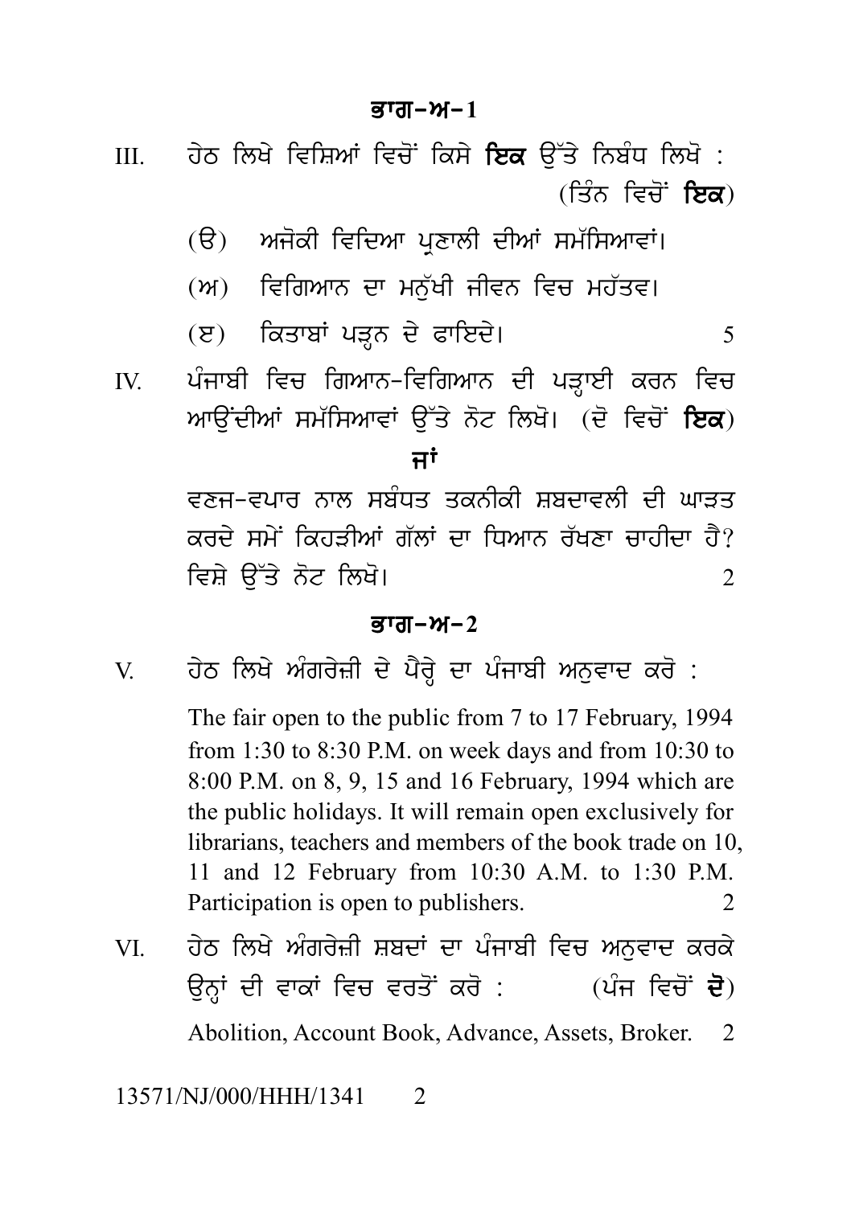## ਭਾਗ–ਅ–1

III. ਹੇਠ ਲਿਖੇ ਵਿਸ਼ਿਆਂ ਵਿਚੋਂ ਕਿਸੇ **ਇਕ** ਉੱਤੇ ਨਿਬੰਧ ਲਿਖੋ : (ਤਿੰਨ ਵਿਚੋਂ **ਇਕ**)

(ੳ) ਅਜੋਕੀ ਵਿਦਿਆ ਪ੍ਰਣਾਲੀ ਦੀਆਂ ਸਮੱਸਿਆਵਾਂ।

(ਅ) ਵਿਗਿਆਨ ਦਾ ਮਨੁੱਖੀ ਜੀਵਨ ਵਿਚ ਮਹੱਤਵ।

(ੲ) ਕਿਤਾਬਾਂ ਪੜ੍ਹਨ ਦੇ ਫਾਇਦੇ। 5

IV. ਪੰਜਾਬੀ ਵਿਚ ਗਿਆਨ-ਵਿਗਿਆਨ ਦੀ ਪੜ੍ਹਾਈ ਕਰਨ ਵਿਚ ਆਉਂਦੀਆਂ ਸਮੱਸਿਆਵਾਂ ਉੱਤੇ ਨੋਟ ਲਿਖੋ। (ਦੋ ਵਿਚੋਂ **ਇਕ**)

**ਜਾਂ**

ਵਣਜ-ਵਪਾਰ ਨਾਲ ਸਬੰਧਤ ਤਕਨੀਕੀ ਸ਼ਬਦਾਵਲੀ ਦੀ ਘਾੜਤ ਕਰਦੇ ਸਮੇਂ ਕਿਹੜੀਆਂ ਗੱਲਾਂ ਦਾ ਧਿਆਨ ਰੱਖਣਾ ਚਾਹੀਦਾ ਹੈ? ਵਿਸ਼ੇ ਉੱਤੇ ਨੋਟ ਲਿਖੋ। 2

## ਭਾਗ–ਅ–2

V. ਹੇਠ ਲਿਖੇ ਅੰਗਰੇਜ਼ੀ ਦੇ ਪੈਰ੍ਹੇ ਦਾ ਪੰਜਾਬੀ ਅਨੁਵਾਦ ਕਰੋ :

The fair open to the public from 7 to 17 February, 1994 from 1:30 to 8:30 P.M. on week days and from 10:30 to 8:00 P.M. on 8, 9, 15 and 16 February, 1994 which are the public holidays. It will remain open exclusively for librarians, teachers and members of the book trade on 10, 11 and 12 February from 10:30 A.M. to 1:30 P.M. Participation is open to publishers. 2

VI. ਹੇਠ ਲਿਖੇ ਅੰਗਰੇਜ਼ੀ ਸ਼ਬਦਾਂ ਦਾ ਪੰਜਾਬੀ ਵਿਚ ਅਨੁਵਾਦ ਕਰਕੇ ਉਨ੍ਹਾਂ ਦੀ ਵਾਕਾਂ ਵਿਚ ਵਰਤੋਂ ਕਰੋ : (ਪੰਜ ਵਿਚੋਂ **ਦੋ**)

Abolition, Account Book, Advance, Assets, Broker. 2

13571/NJ/000/HHH/1341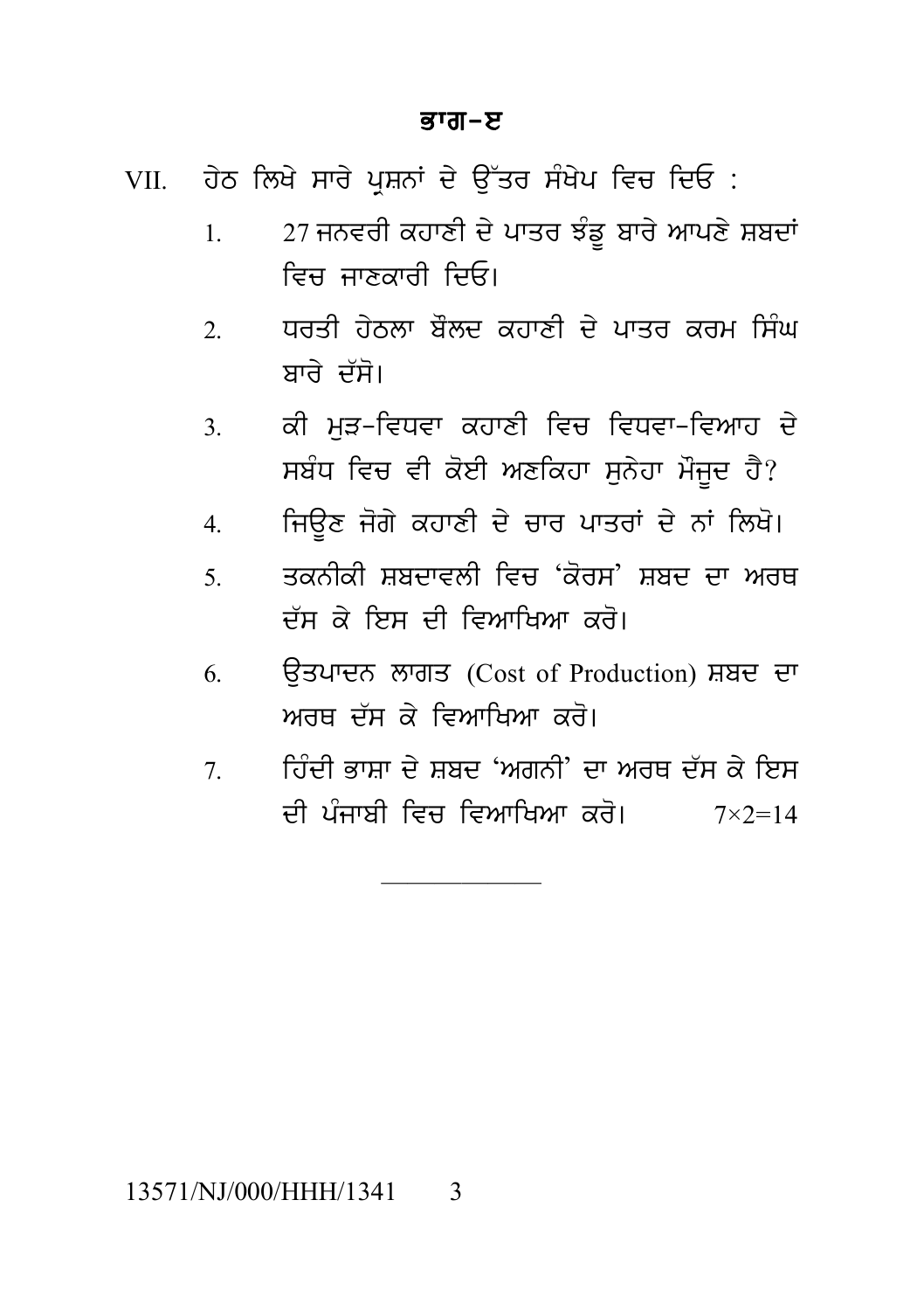## ਭਾਗ-ੲ

VII. ਹੇਠ ਲਿਖੇ ਸਾਰੇ ਪ੍ਰਸ਼ਨਾਂ ਦੇ ਉੱਤਰ ਸੰਖੇਪ ਵਿਚ ਦਿਓ :

1. 27 ਜਨਵਰੀ ਕਹਾਣੀ ਦੇ ਪਾਤਰ ਝੰਡੂ ਬਾਰੇ ਆਪਣੇ ਸ਼ਬਦਾਂ ਵਿਚ ਜਾਣਕਾਰੀ ਦਿਓ।
2. ਧਰਤੀ ਹੇਠਲਾ ਬੌਲਦ ਕਹਾਣੀ ਦੇ ਪਾਤਰ ਕਰਮ ਸਿੰਘ ਬਾਰੇ ਦੱਸੋ।
3. ਕੀ ਮੁੜ-ਵਿਧਵਾ ਕਹਾਣੀ ਵਿਚ ਵਿਧਵਾ-ਵਿਆਹ ਦੇ ਸਬੰਧ ਵਿਚ ਵੀ ਕੋਈ ਅਣਕਿਹਾ ਸੁਨੇਹਾ ਮੌਜੂਦ ਹੈ?
4. ਜਿਊਣ ਜੋਗੇ ਕਹਾਣੀ ਦੇ ਚਾਰ ਪਾਤਰਾਂ ਦੇ ਨਾਂ ਲਿਖੋ।
5. ਤਕਨੀਕੀ ਸ਼ਬਦਾਵਲੀ ਵਿਚ 'ਕੋਰਸ' ਸ਼ਬਦ ਦਾ ਅਰਥ ਦੱਸ ਕੇ ਇਸ ਦੀ ਵਿਆਖਿਆ ਕਰੋ।
6. ਉਤਪਾਦਨ ਲਾਗਤ (Cost of Production) ਸ਼ਬਦ ਦਾ ਅਰਥ ਦੱਸ ਕੇ ਵਿਆਖਿਆ ਕਰੋ।
7. ਹਿੰਦੀ ਭਾਸ਼ਾ ਦੇ ਸ਼ਬਦ 'ਅਗਨੀ' ਦਾ ਅਰਥ ਦੱਸ ਕੇ ਇਸ ਦੀ ਪੰਜਾਬੀ ਵਿਚ ਵਿਆਖਿਆ ਕਰੋ। $7 \times 2 = 14$

---

13571/NJ/000/HHH/1341